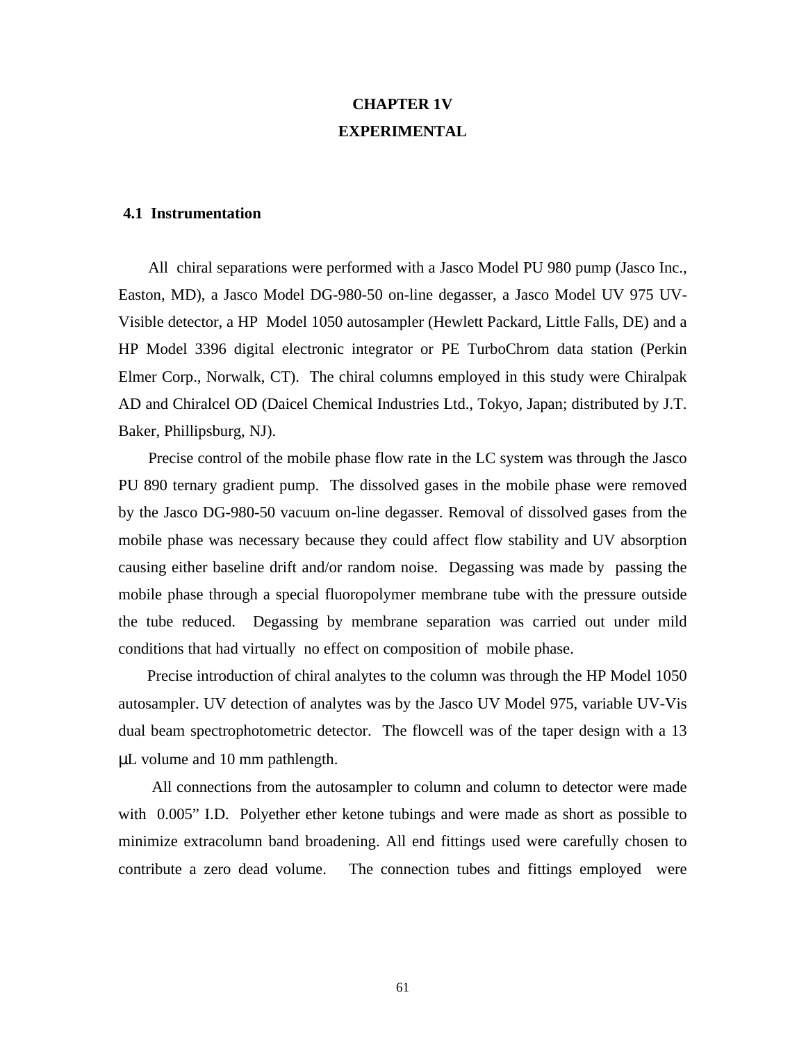# CHAPTER 1V
# EXPERIMENTAL

## 4.1 Instrumentation

All chiral separations were performed with a Jasco Model PU 980 pump (Jasco Inc., Easton, MD), a Jasco Model DG-980-50 on-line degasser, a Jasco Model UV 975 UV-Visible detector, a HP Model 1050 autosampler (Hewlett Packard, Little Falls, DE) and a HP Model 3396 digital electronic integrator or PE TurboChrom data station (Perkin Elmer Corp., Norwalk, CT). The chiral columns employed in this study were Chiralpak AD and Chiralcel OD (Daicel Chemical Industries Ltd., Tokyo, Japan; distributed by J.T. Baker, Phillipsburg, NJ).

Precise control of the mobile phase flow rate in the LC system was through the Jasco PU 890 ternary gradient pump. The dissolved gases in the mobile phase were removed by the Jasco DG-980-50 vacuum on-line degasser. Removal of dissolved gases from the mobile phase was necessary because they could affect flow stability and UV absorption causing either baseline drift and/or random noise. Degassing was made by passing the mobile phase through a special fluoropolymer membrane tube with the pressure outside the tube reduced. Degassing by membrane separation was carried out under mild conditions that had virtually no effect on composition of mobile phase.

Precise introduction of chiral analytes to the column was through the HP Model 1050 autosampler. UV detection of analytes was by the Jasco UV Model 975, variable UV-Vis dual beam spectrophotometric detector. The flowcell was of the taper design with a 13 μL volume and 10 mm pathlength.

All connections from the autosampler to column and column to detector were made with 0.005" I.D. Polyether ether ketone tubings and were made as short as possible to minimize extracolumn band broadening. All end fittings used were carefully chosen to contribute a zero dead volume. The connection tubes and fittings employed were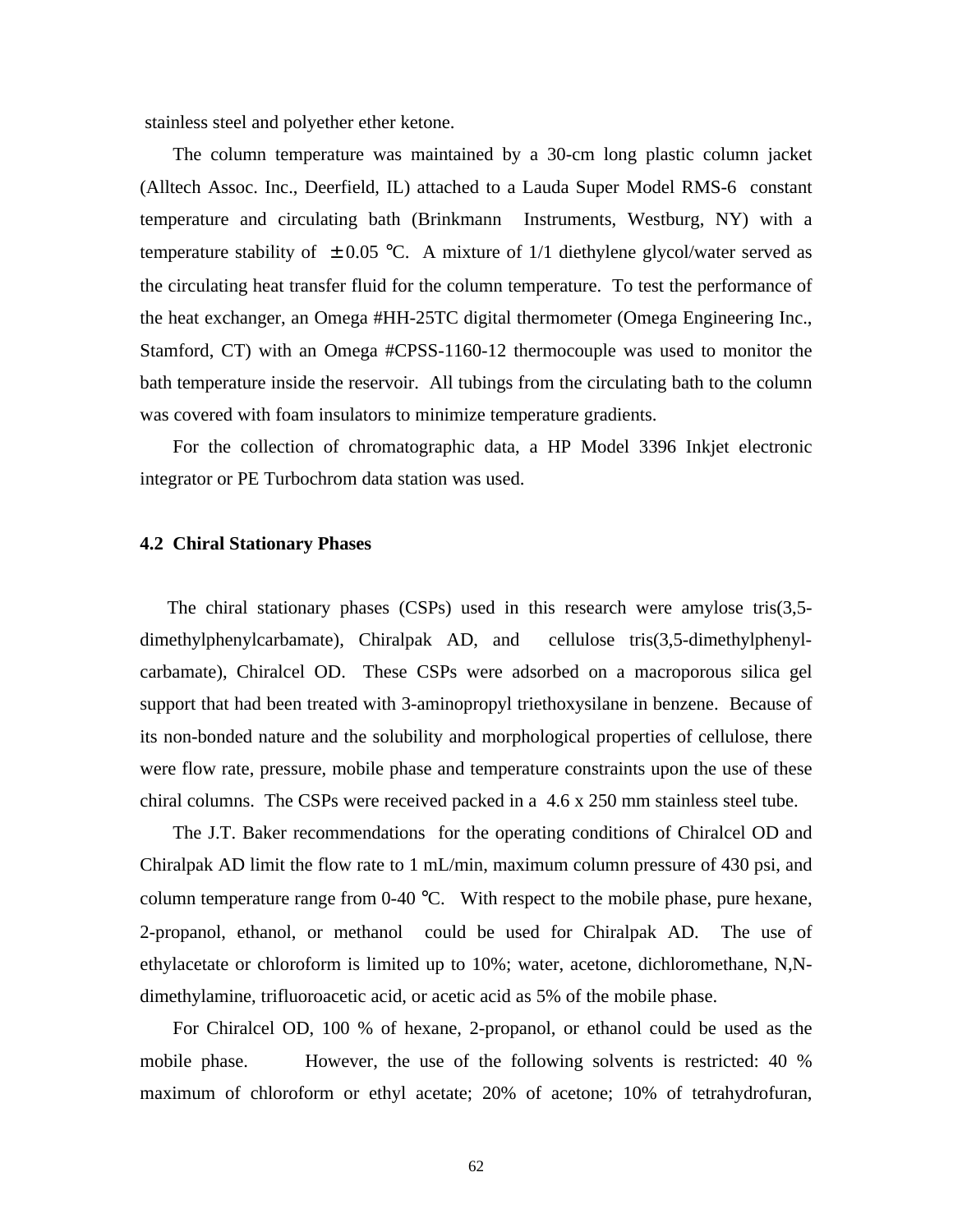stainless steel and polyether ether ketone.

The column temperature was maintained by a 30-cm long plastic column jacket (Alltech Assoc. Inc., Deerfield, IL) attached to a Lauda Super Model RMS-6 constant temperature and circulating bath (Brinkmann Instruments, Westburg, NY) with a temperature stability of $\pm 0.05$ °C. A mixture of 1/1 diethylene glycol/water served as the circulating heat transfer fluid for the column temperature. To test the performance of the heat exchanger, an Omega #HH-25TC digital thermometer (Omega Engineering Inc., Stamford, CT) with an Omega #CPSS-1160-12 thermocouple was used to monitor the bath temperature inside the reservoir. All tubings from the circulating bath to the column was covered with foam insulators to minimize temperature gradients.

For the collection of chromatographic data, a HP Model 3396 Inkjet electronic integrator or PE Turbochrom data station was used.

## 4.2 Chiral Stationary Phases

The chiral stationary phases (CSPs) used in this research were amylose tris(3,5-dimethylphenylcarbamate), Chiralpak AD, and cellulose tris(3,5-dimethylphenyl-carbamate), Chiralcel OD. These CSPs were adsorbed on a macroporous silica gel support that had been treated with 3-aminopropyl triethoxysilane in benzene. Because of its non-bonded nature and the solubility and morphological properties of cellulose, there were flow rate, pressure, mobile phase and temperature constraints upon the use of these chiral columns. The CSPs were received packed in a 4.6 x 250 mm stainless steel tube.

The J.T. Baker recommendations for the operating conditions of Chiralcel OD and Chiralpak AD limit the flow rate to 1 mL/min, maximum column pressure of 430 psi, and column temperature range from 0-40 °C. With respect to the mobile phase, pure hexane, 2-propanol, ethanol, or methanol could be used for Chiralpak AD. The use of ethylacetate or chloroform is limited up to 10%; water, acetone, dichloromethane, N,N-dimethylamine, trifluoroacetic acid, or acetic acid as 5% of the mobile phase.

For Chiralcel OD, 100 % of hexane, 2-propanol, or ethanol could be used as the mobile phase. However, the use of the following solvents is restricted: 40 % maximum of chloroform or ethyl acetate; 20% of acetone; 10% of tetrahydrofuran,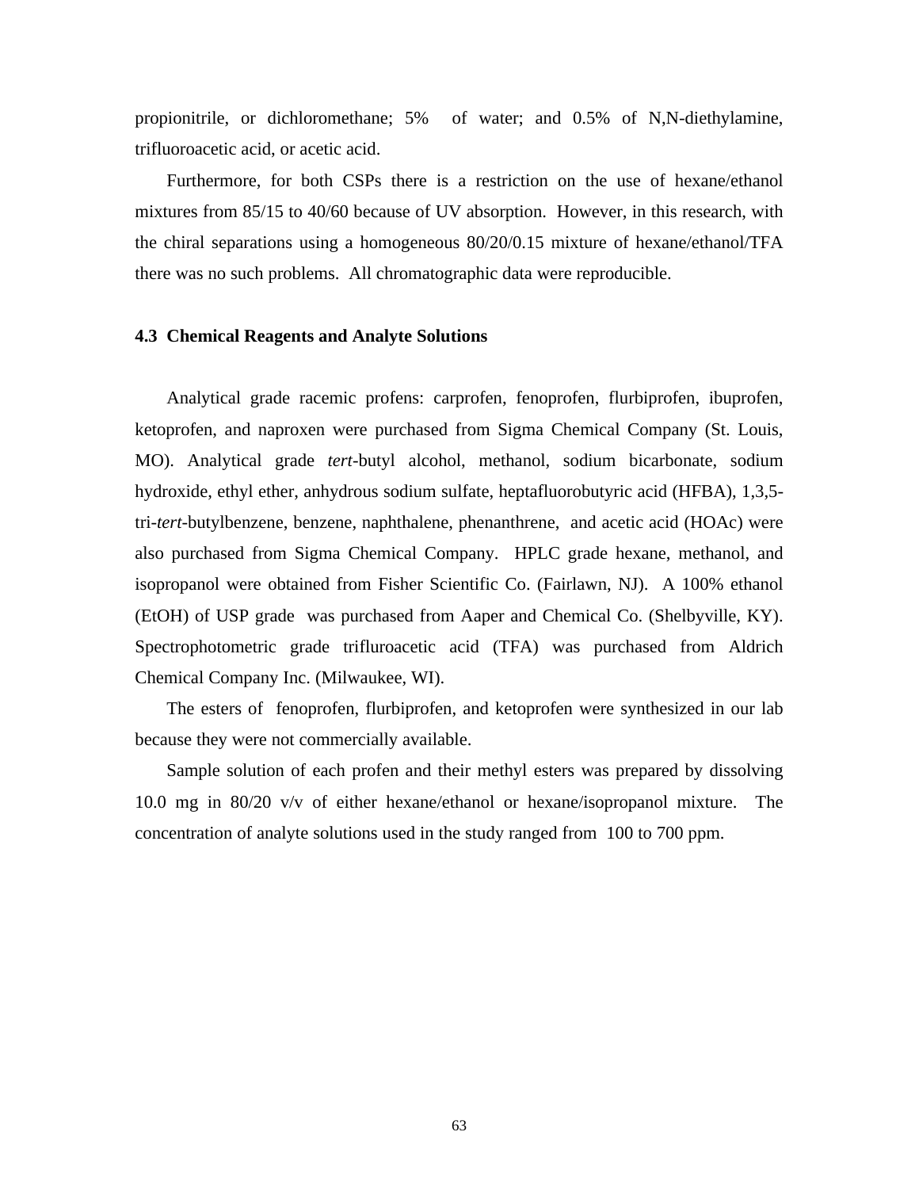propionitrile, or dichloromethane; 5% of water; and 0.5% of N,N-diethylamine, trifluoroacetic acid, or acetic acid.

Furthermore, for both CSPs there is a restriction on the use of hexane/ethanol mixtures from 85/15 to 40/60 because of UV absorption. However, in this research, with the chiral separations using a homogeneous 80/20/0.15 mixture of hexane/ethanol/TFA there was no such problems. All chromatographic data were reproducible.

### 4.3 Chemical Reagents and Analyte Solutions

Analytical grade racemic profens: carprofen, fenoprofen, flurbiprofen, ibuprofen, ketoprofen, and naproxen were purchased from Sigma Chemical Company (St. Louis, MO). Analytical grade *tert*-butyl alcohol, methanol, sodium bicarbonate, sodium hydroxide, ethyl ether, anhydrous sodium sulfate, heptafluorobutyric acid (HFBA), 1,3,5-tri-*tert*-butylbenzene, benzene, naphthalene, phenanthrene, and acetic acid (HOAc) were also purchased from Sigma Chemical Company. HPLC grade hexane, methanol, and isopropanol were obtained from Fisher Scientific Co. (Fairlawn, NJ). A 100% ethanol (EtOH) of USP grade was purchased from Aaper and Chemical Co. (Shelbyville, KY). Spectrophotometric grade trifluroacetic acid (TFA) was purchased from Aldrich Chemical Company Inc. (Milwaukee, WI).

The esters of fenoprofen, flurbiprofen, and ketoprofen were synthesized in our lab because they were not commercially available.

Sample solution of each profen and their methyl esters was prepared by dissolving 10.0 mg in 80/20 v/v of either hexane/ethanol or hexane/isopropanol mixture. The concentration of analyte solutions used in the study ranged from 100 to 700 ppm.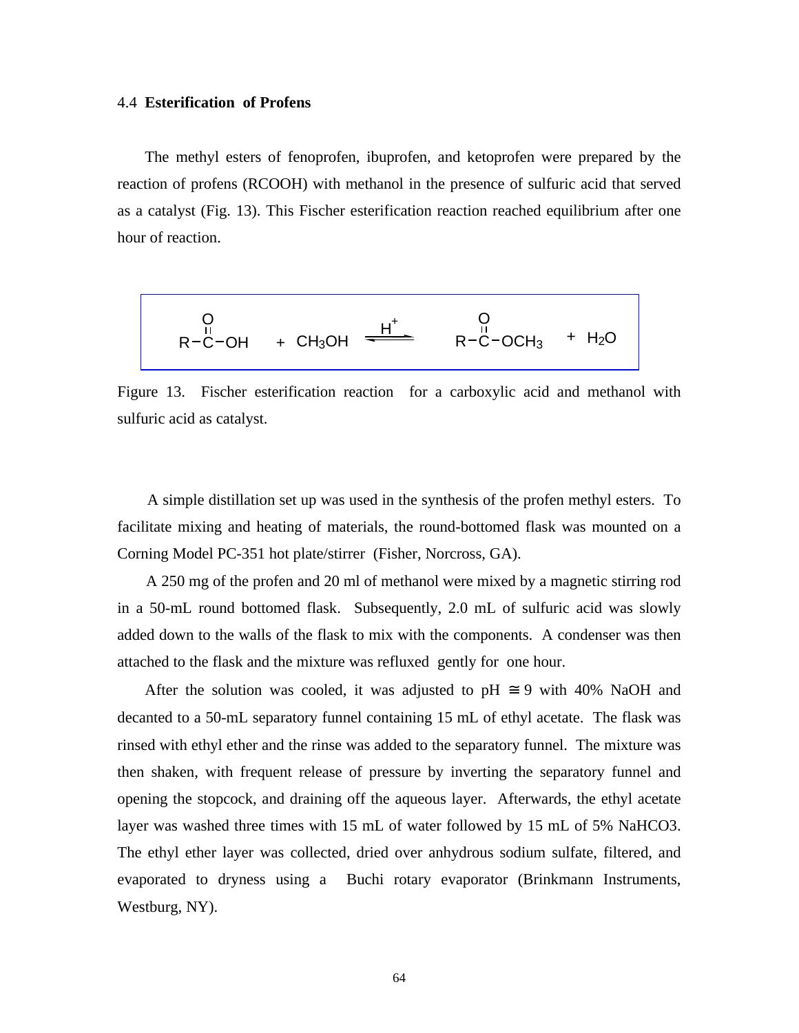4.4 **Esterification of Profens**

The methyl esters of fenoprofen, ibuprofen, and ketoprofen were prepared by the reaction of profens (RCOOH) with methanol in the presence of sulfuric acid that served as a catalyst (Fig. 13). This Fischer esterification reaction reached equilibrium after one hour of reaction.

$$R-\overset{\overset{\displaystyle O}{\|}}{C}-OH \quad + \quad CH_3OH \quad \underset{}{\overset{H^+}{\rightleftharpoons}} \quad R-\overset{\overset{\displaystyle O}{\|}}{C}-OCH_3 \quad + \quad H_2O$$

Figure 13. Fischer esterification reaction for a carboxylic acid and methanol with sulfuric acid as catalyst.

A simple distillation set up was used in the synthesis of the profen methyl esters. To facilitate mixing and heating of materials, the round-bottomed flask was mounted on a Corning Model PC-351 hot plate/stirrer (Fisher, Norcross, GA).

A 250 mg of the profen and 20 ml of methanol were mixed by a magnetic stirring rod in a 50-mL round bottomed flask. Subsequently, 2.0 mL of sulfuric acid was slowly added down to the walls of the flask to mix with the components. A condenser was then attached to the flask and the mixture was refluxed gently for one hour.

After the solution was cooled, it was adjusted to pH ≅ 9 with 40% NaOH and decanted to a 50-mL separatory funnel containing 15 mL of ethyl acetate. The flask was rinsed with ethyl ether and the rinse was added to the separatory funnel. The mixture was then shaken, with frequent release of pressure by inverting the separatory funnel and opening the stopcock, and draining off the aqueous layer. Afterwards, the ethyl acetate layer was washed three times with 15 mL of water followed by 15 mL of 5% NaHCO3. The ethyl ether layer was collected, dried over anhydrous sodium sulfate, filtered, and evaporated to dryness using a Buchi rotary evaporator (Brinkmann Instruments, Westburg, NY).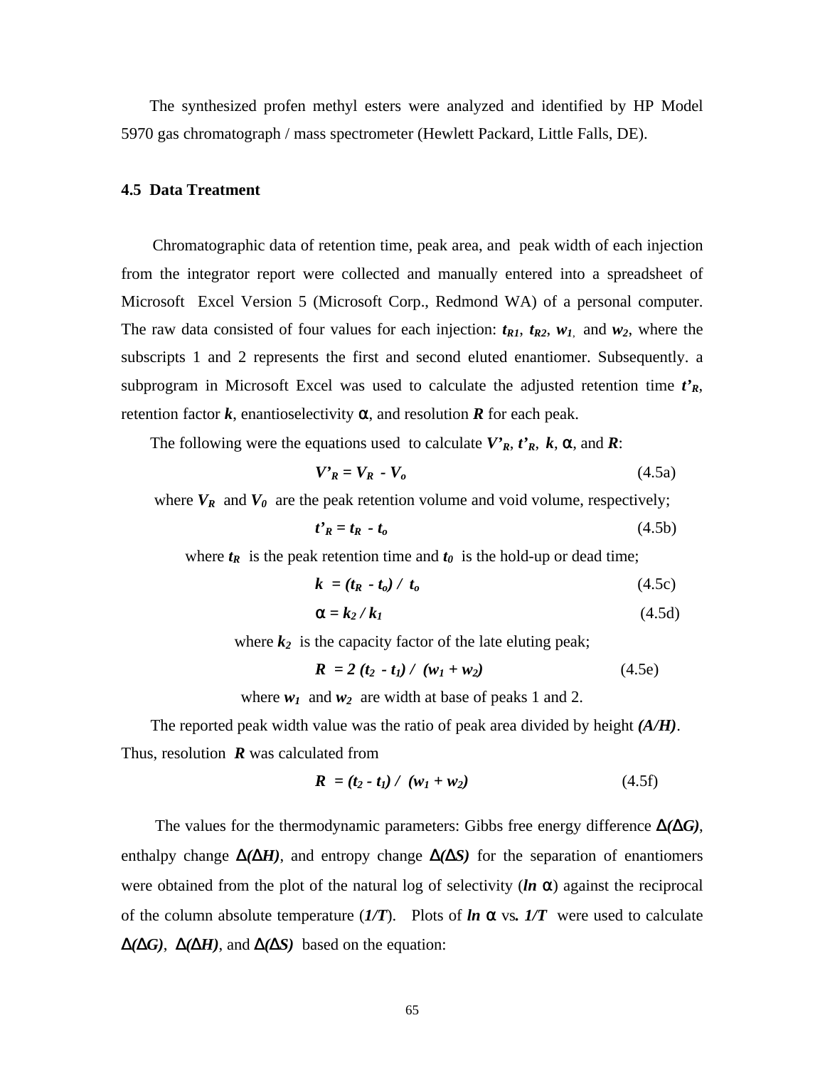The synthesized profen methyl esters were analyzed and identified by HP Model 5970 gas chromatograph / mass spectrometer (Hewlett Packard, Little Falls, DE).

## 4.5 Data Treatment

Chromatographic data of retention time, peak area, and peak width of each injection from the integrator report were collected and manually entered into a spreadsheet of Microsoft Excel Version 5 (Microsoft Corp., Redmond WA) of a personal computer. The raw data consisted of four values for each injection: $t_{R1}$, $t_{R2}$, $w_1$, and $w_2$, where the subscripts 1 and 2 represents the first and second eluted enantiomer. Subsequently. a subprogram in Microsoft Excel was used to calculate the adjusted retention time $t'_R$, retention factor $k$, enantioselectivity $\alpha$, and resolution $R$ for each peak.

The following were the equations used to calculate $V'_R$, $t'_R$, $k$, $\alpha$, and $R$:

$$V'_R = V_R - V_o \tag{4.5a}$$

where $V_R$ and $V_0$ are the peak retention volume and void volume, respectively;

$$t'_R = t_R - t_o \tag{4.5b}$$

where $t_R$ is the peak retention time and $t_0$ is the hold-up or dead time;

$$k = (t_R - t_o) / t_o \tag{4.5c}$$

$$\alpha = k_2 / k_1 \tag{4.5d}$$

where $k_2$ is the capacity factor of the late eluting peak;

$$R = 2\,(t_2 - t_1) / (w_1 + w_2) \tag{4.5e}$$

where $w_1$ and $w_2$ are width at base of peaks 1 and 2.

The reported peak width value was the ratio of peak area divided by height $(A/H)$. Thus, resolution $R$ was calculated from

$$R = (t_2 - t_1) / (w_1 + w_2) \tag{4.5f}$$

The values for the thermodynamic parameters: Gibbs free energy difference $\Delta(\Delta G)$, enthalpy change $\Delta(\Delta H)$, and entropy change $\Delta(\Delta S)$ for the separation of enantiomers were obtained from the plot of the natural log of selectivity ($\ln \alpha$) against the reciprocal of the column absolute temperature ($1/T$). Plots of $\ln \alpha$ vs. $1/T$ were used to calculate $\Delta(\Delta G)$, $\Delta(\Delta H)$, and $\Delta(\Delta S)$ based on the equation: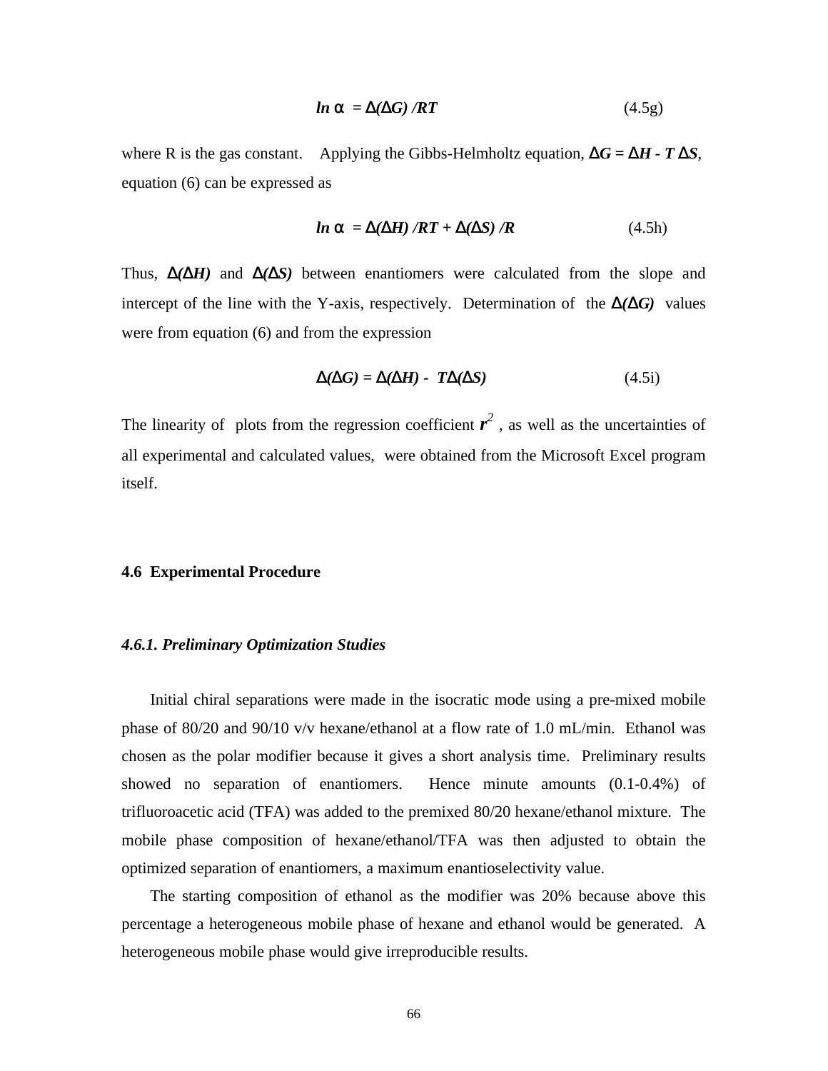$$\ln \alpha = \Delta(\Delta G) / RT \qquad (4.5g)$$

where R is the gas constant. Applying the Gibbs-Helmholtz equation, $\Delta G = \Delta H - T\,\Delta S$, equation (6) can be expressed as

$$\ln \alpha = \Delta(\Delta H) / RT + \Delta(\Delta S) / R \qquad (4.5h)$$

Thus, $\Delta(\Delta H)$ and $\Delta(\Delta S)$ between enantiomers were calculated from the slope and intercept of the line with the Y-axis, respectively. Determination of the $\Delta(\Delta G)$ values were from equation (6) and from the expression

$$\Delta(\Delta G) = \Delta(\Delta H) - T\Delta(\Delta S) \qquad (4.5i)$$

The linearity of plots from the regression coefficient $r^2$ , as well as the uncertainties of all experimental and calculated values, were obtained from the Microsoft Excel program itself.

## 4.6 Experimental Procedure

### *4.6.1. Preliminary Optimization Studies*

Initial chiral separations were made in the isocratic mode using a pre-mixed mobile phase of 80/20 and 90/10 v/v hexane/ethanol at a flow rate of 1.0 mL/min. Ethanol was chosen as the polar modifier because it gives a short analysis time. Preliminary results showed no separation of enantiomers. Hence minute amounts (0.1-0.4%) of trifluoroacetic acid (TFA) was added to the premixed 80/20 hexane/ethanol mixture. The mobile phase composition of hexane/ethanol/TFA was then adjusted to obtain the optimized separation of enantiomers, a maximum enantioselectivity value.

The starting composition of ethanol as the modifier was 20% because above this percentage a heterogeneous mobile phase of hexane and ethanol would be generated. A heterogeneous mobile phase would give irreproducible results.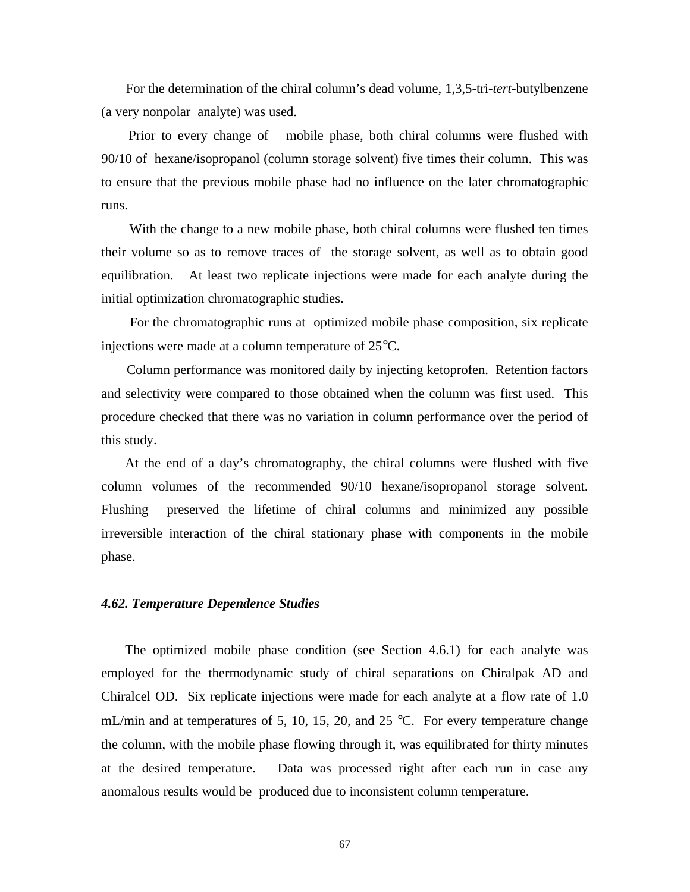For the determination of the chiral column's dead volume, 1,3,5-tri-*tert*-butylbenzene (a very nonpolar analyte) was used.

Prior to every change of mobile phase, both chiral columns were flushed with 90/10 of hexane/isopropanol (column storage solvent) five times their column. This was to ensure that the previous mobile phase had no influence on the later chromatographic runs.

With the change to a new mobile phase, both chiral columns were flushed ten times their volume so as to remove traces of the storage solvent, as well as to obtain good equilibration. At least two replicate injections were made for each analyte during the initial optimization chromatographic studies.

For the chromatographic runs at optimized mobile phase composition, six replicate injections were made at a column temperature of 25°C.

Column performance was monitored daily by injecting ketoprofen. Retention factors and selectivity were compared to those obtained when the column was first used. This procedure checked that there was no variation in column performance over the period of this study.

At the end of a day's chromatography, the chiral columns were flushed with five column volumes of the recommended 90/10 hexane/isopropanol storage solvent. Flushing preserved the lifetime of chiral columns and minimized any possible irreversible interaction of the chiral stationary phase with components in the mobile phase.

### *4.62. Temperature Dependence Studies*

The optimized mobile phase condition (see Section 4.6.1) for each analyte was employed for the thermodynamic study of chiral separations on Chiralpak AD and Chiralcel OD. Six replicate injections were made for each analyte at a flow rate of 1.0 mL/min and at temperatures of 5, 10, 15, 20, and 25 °C. For every temperature change the column, with the mobile phase flowing through it, was equilibrated for thirty minutes at the desired temperature. Data was processed right after each run in case any anomalous results would be produced due to inconsistent column temperature.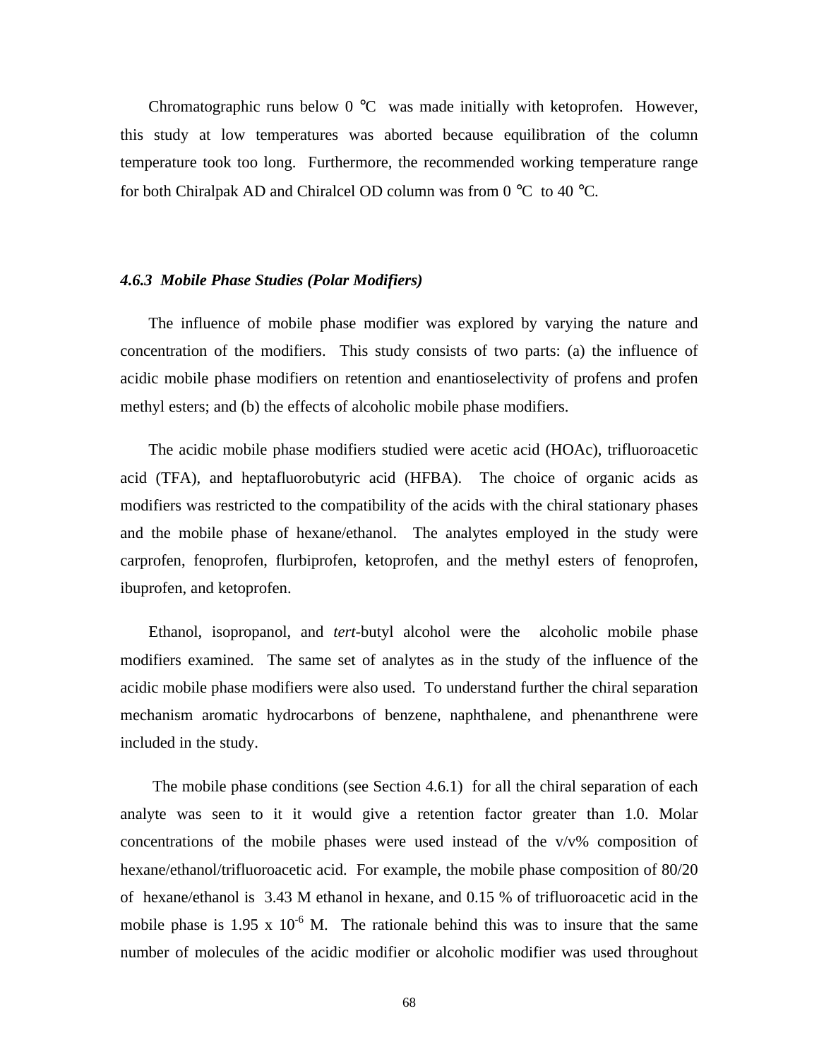Chromatographic runs below 0 °C was made initially with ketoprofen. However, this study at low temperatures was aborted because equilibration of the column temperature took too long. Furthermore, the recommended working temperature range for both Chiralpak AD and Chiralcel OD column was from 0 °C to 40 °C.

### *4.6.3 Mobile Phase Studies (Polar Modifiers)*

The influence of mobile phase modifier was explored by varying the nature and concentration of the modifiers. This study consists of two parts: (a) the influence of acidic mobile phase modifiers on retention and enantioselectivity of profens and profen methyl esters; and (b) the effects of alcoholic mobile phase modifiers.

The acidic mobile phase modifiers studied were acetic acid (HOAc), trifluoroacetic acid (TFA), and heptafluorobutyric acid (HFBA). The choice of organic acids as modifiers was restricted to the compatibility of the acids with the chiral stationary phases and the mobile phase of hexane/ethanol. The analytes employed in the study were carprofen, fenoprofen, flurbiprofen, ketoprofen, and the methyl esters of fenoprofen, ibuprofen, and ketoprofen.

Ethanol, isopropanol, and *tert*-butyl alcohol were the alcoholic mobile phase modifiers examined. The same set of analytes as in the study of the influence of the acidic mobile phase modifiers were also used. To understand further the chiral separation mechanism aromatic hydrocarbons of benzene, naphthalene, and phenanthrene were included in the study.

The mobile phase conditions (see Section 4.6.1) for all the chiral separation of each analyte was seen to it it would give a retention factor greater than 1.0. Molar concentrations of the mobile phases were used instead of the v/v% composition of hexane/ethanol/trifluoroacetic acid. For example, the mobile phase composition of 80/20 of hexane/ethanol is 3.43 M ethanol in hexane, and 0.15 % of trifluoroacetic acid in the mobile phase is $1.95 \times 10^{-6}$ M. The rationale behind this was to insure that the same number of molecules of the acidic modifier or alcoholic modifier was used throughout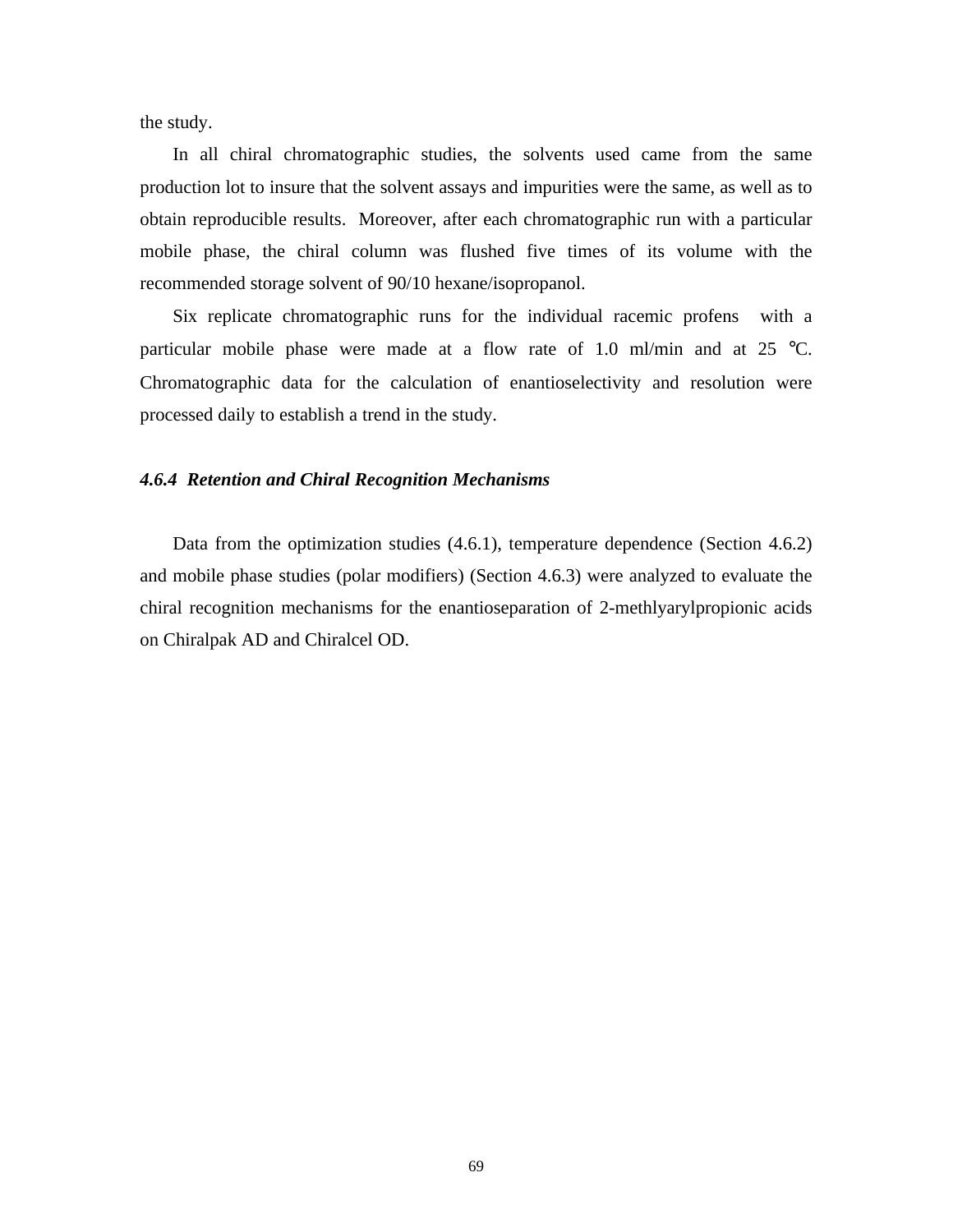the study.

In all chiral chromatographic studies, the solvents used came from the same production lot to insure that the solvent assays and impurities were the same, as well as to obtain reproducible results.  Moreover, after each chromatographic run with a particular mobile phase, the chiral column was flushed five times of its volume with the recommended storage solvent of 90/10 hexane/isopropanol.

Six replicate chromatographic runs for the individual racemic profens with a particular mobile phase were made at a flow rate of 1.0 ml/min and at 25 °C. Chromatographic data for the calculation of enantioselectivity and resolution were processed daily to establish a trend in the study.

#### *4.6.4 Retention and Chiral Recognition Mechanisms*

Data from the optimization studies (4.6.1), temperature dependence (Section 4.6.2) and mobile phase studies (polar modifiers) (Section 4.6.3) were analyzed to evaluate the chiral recognition mechanisms for the enantioseparation of 2-methlyarylpropionic acids on Chiralpak AD and Chiralcel OD.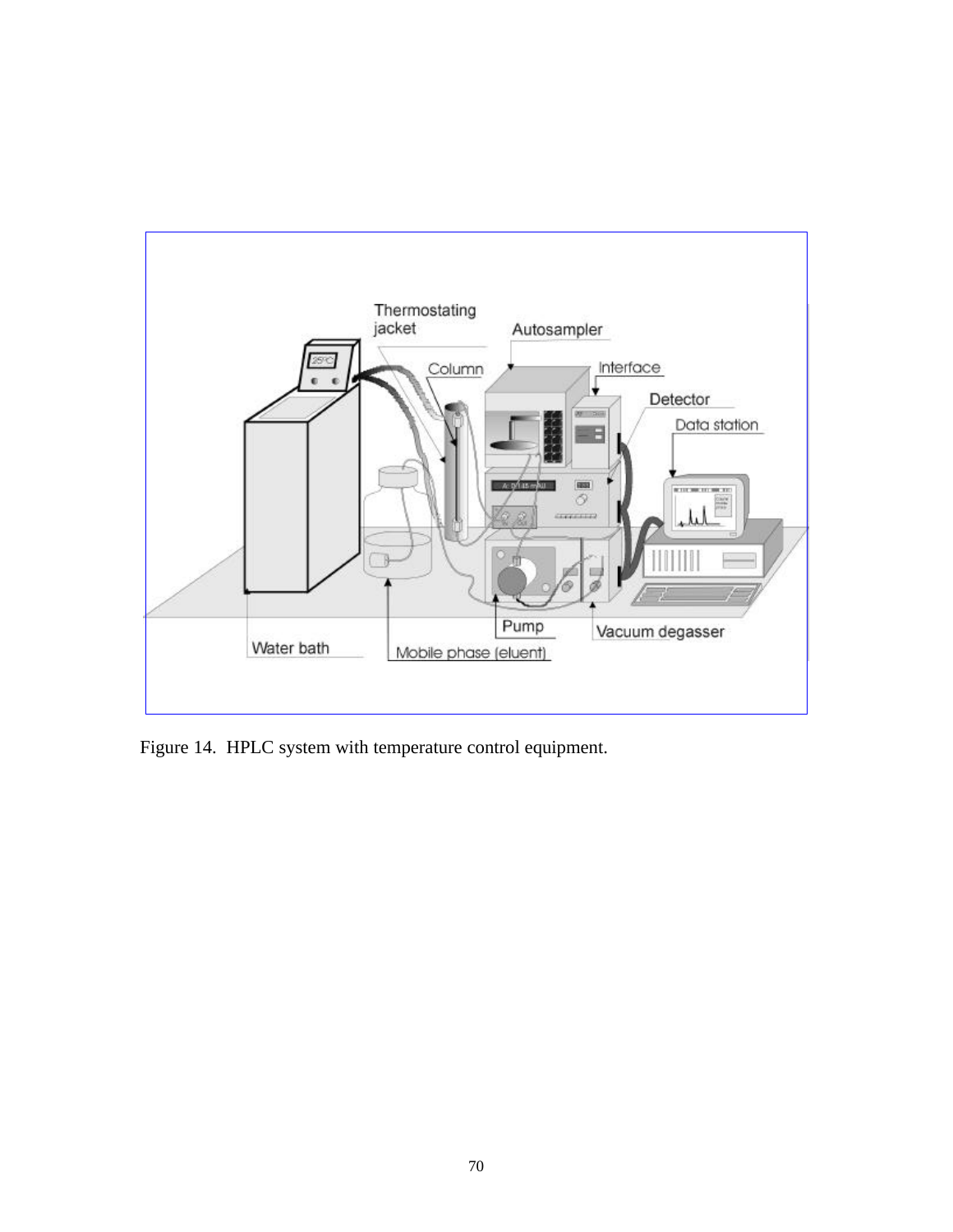Thermostating jacket

Autosampler

Interface

Column

Detector

Data station

Water bath

Mobile phase (eluent)

Pump

Vacuum degasser

Figure 14. HPLC system with temperature control equipment.